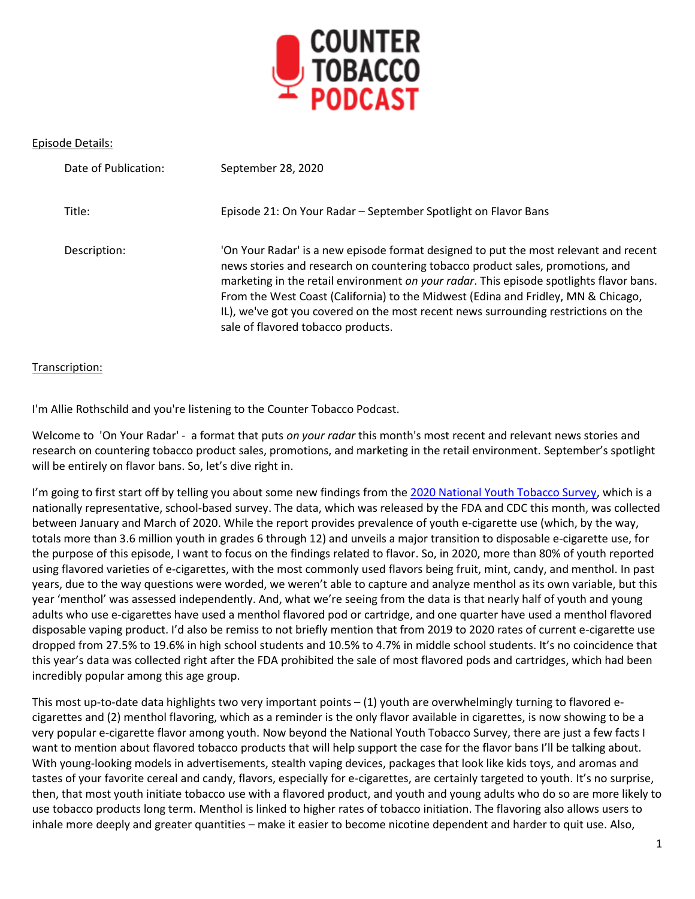# COUNTER TOBACCO PODCAST

Episode Details:

| | |
|---|---|
| Date of Publication: | September 28, 2020 |
| Title: | Episode 21: On Your Radar – September Spotlight on Flavor Bans |
| Description: | 'On Your Radar' is a new episode format designed to put the most relevant and recent news stories and research on countering tobacco product sales, promotions, and marketing in the retail environment *on your radar*. This episode spotlights flavor bans. From the West Coast (California) to the Midwest (Edina and Fridley, MN & Chicago, IL), we've got you covered on the most recent news surrounding restrictions on the sale of flavored tobacco products. |

Transcription:

I'm Allie Rothschild and you're listening to the Counter Tobacco Podcast.

Welcome to 'On Your Radar' - a format that puts *on your radar* this month's most recent and relevant news stories and research on countering tobacco product sales, promotions, and marketing in the retail environment. September's spotlight will be entirely on flavor bans. So, let's dive right in.

I'm going to first start off by telling you about some new findings from the 2020 National Youth Tobacco Survey, which is a nationally representative, school-based survey. The data, which was released by the FDA and CDC this month, was collected between January and March of 2020. While the report provides prevalence of youth e-cigarette use (which, by the way, totals more than 3.6 million youth in grades 6 through 12) and unveils a major transition to disposable e-cigarette use, for the purpose of this episode, I want to focus on the findings related to flavor. So, in 2020, more than 80% of youth reported using flavored varieties of e-cigarettes, with the most commonly used flavors being fruit, mint, candy, and menthol. In past years, due to the way questions were worded, we weren't able to capture and analyze menthol as its own variable, but this year 'menthol' was assessed independently. And, what we're seeing from the data is that nearly half of youth and young adults who use e-cigarettes have used a menthol flavored pod or cartridge, and one quarter have used a menthol flavored disposable vaping product. I'd also be remiss to not briefly mention that from 2019 to 2020 rates of current e-cigarette use dropped from 27.5% to 19.6% in high school students and 10.5% to 4.7% in middle school students. It's no coincidence that this year's data was collected right after the FDA prohibited the sale of most flavored pods and cartridges, which had been incredibly popular among this age group.

This most up-to-date data highlights two very important points – (1) youth are overwhelmingly turning to flavored e-cigarettes and (2) menthol flavoring, which as a reminder is the only flavor available in cigarettes, is now showing to be a very popular e-cigarette flavor among youth. Now beyond the National Youth Tobacco Survey, there are just a few facts I want to mention about flavored tobacco products that will help support the case for the flavor bans I'll be talking about. With young-looking models in advertisements, stealth vaping devices, packages that look like kids toys, and aromas and tastes of your favorite cereal and candy, flavors, especially for e-cigarettes, are certainly targeted to youth. It's no surprise, then, that most youth initiate tobacco use with a flavored product, and youth and young adults who do so are more likely to use tobacco products long term. Menthol is linked to higher rates of tobacco initiation. The flavoring also allows users to inhale more deeply and greater quantities – make it easier to become nicotine dependent and harder to quit use. Also,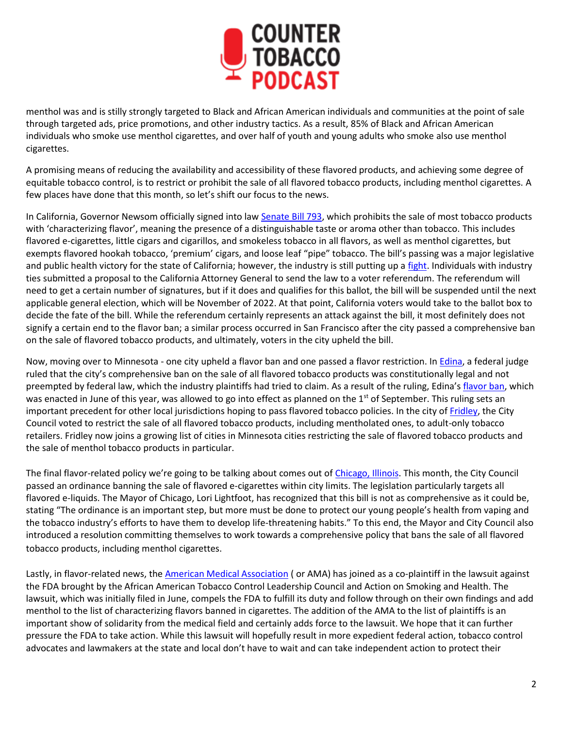menthol was and is stilly strongly targeted to Black and African American individuals and communities at the point of sale through targeted ads, price promotions, and other industry tactics. As a result, 85% of Black and African American individuals who smoke use menthol cigarettes, and over half of youth and young adults who smoke also use menthol cigarettes.

A promising means of reducing the availability and accessibility of these flavored products, and achieving some degree of equitable tobacco control, is to restrict or prohibit the sale of all flavored tobacco products, including menthol cigarettes. A few places have done that this month, so let's shift our focus to the news.

In California, Governor Newsom officially signed into law Senate Bill 793, which prohibits the sale of most tobacco products with 'characterizing flavor', meaning the presence of a distinguishable taste or aroma other than tobacco. This includes flavored e-cigarettes, little cigars and cigarillos, and smokeless tobacco in all flavors, as well as menthol cigarettes, but exempts flavored hookah tobacco, 'premium' cigars, and loose leaf "pipe" tobacco. The bill's passing was a major legislative and public health victory for the state of California; however, the industry is still putting up a fight. Individuals with industry ties submitted a proposal to the California Attorney General to send the law to a voter referendum. The referendum will need to get a certain number of signatures, but if it does and qualifies for this ballot, the bill will be suspended until the next applicable general election, which will be November of 2022. At that point, California voters would take to the ballot box to decide the fate of the bill. While the referendum certainly represents an attack against the bill, it most definitely does not signify a certain end to the flavor ban; a similar process occurred in San Francisco after the city passed a comprehensive ban on the sale of flavored tobacco products, and ultimately, voters in the city upheld the bill.

Now, moving over to Minnesota - one city upheld a flavor ban and one passed a flavor restriction. In Edina, a federal judge ruled that the city's comprehensive ban on the sale of all flavored tobacco products was constitutionally legal and not preempted by federal law, which the industry plaintiffs had tried to claim. As a result of the ruling, Edina's flavor ban, which was enacted in June of this year, was allowed to go into effect as planned on the 1st of September. This ruling sets an important precedent for other local jurisdictions hoping to pass flavored tobacco policies. In the city of Fridley, the City Council voted to restrict the sale of all flavored tobacco products, including mentholated ones, to adult-only tobacco retailers. Fridley now joins a growing list of cities in Minnesota cities restricting the sale of flavored tobacco products and the sale of menthol tobacco products in particular.

The final flavor-related policy we're going to be talking about comes out of Chicago, Illinois. This month, the City Council passed an ordinance banning the sale of flavored e-cigarettes within city limits. The legislation particularly targets all flavored e-liquids. The Mayor of Chicago, Lori Lightfoot, has recognized that this bill is not as comprehensive as it could be, stating "The ordinance is an important step, but more must be done to protect our young people's health from vaping and the tobacco industry's efforts to have them to develop life-threatening habits." To this end, the Mayor and City Council also introduced a resolution committing themselves to work towards a comprehensive policy that bans the sale of all flavored tobacco products, including menthol cigarettes.

Lastly, in flavor-related news, the American Medical Association ( or AMA) has joined as a co-plaintiff in the lawsuit against the FDA brought by the African American Tobacco Control Leadership Council and Action on Smoking and Health. The lawsuit, which was initially filed in June, compels the FDA to fulfill its duty and follow through on their own findings and add menthol to the list of characterizing flavors banned in cigarettes. The addition of the AMA to the list of plaintiffs is an important show of solidarity from the medical field and certainly adds force to the lawsuit. We hope that it can further pressure the FDA to take action. While this lawsuit will hopefully result in more expedient federal action, tobacco control advocates and lawmakers at the state and local don't have to wait and can take independent action to protect their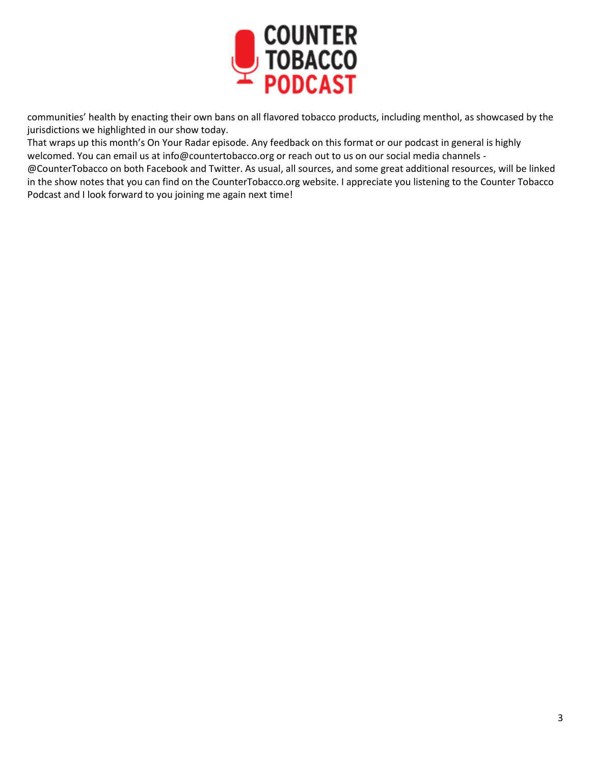communities' health by enacting their own bans on all flavored tobacco products, including menthol, as showcased by the jurisdictions we highlighted in our show today.

That wraps up this month's On Your Radar episode. Any feedback on this format or our podcast in general is highly welcomed. You can email us at info@countertobacco.org or reach out to us on our social media channels - @CounterTobacco on both Facebook and Twitter. As usual, all sources, and some great additional resources, will be linked in the show notes that you can find on the CounterTobacco.org website. I appreciate you listening to the Counter Tobacco Podcast and I look forward to you joining me again next time!